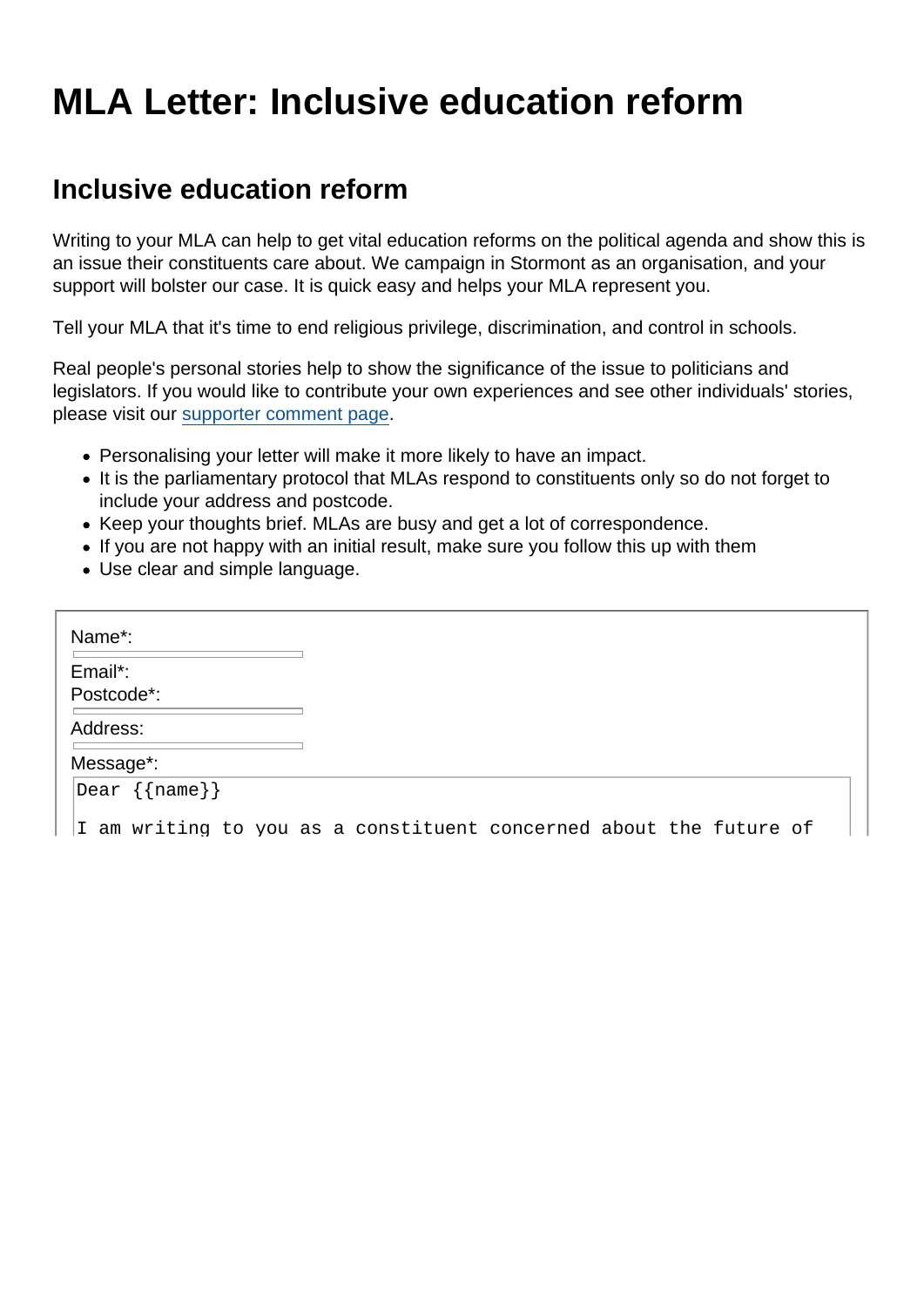# MLA Letter: Inclusive education reform

## Inclusive education reform

Writing to your MLA can help to get vital education reforms on the political agenda and show this is an issue their constituents care about. We campaign in Stormont as an organisation, and your support will bolster our case. It is quick easy and helps your MLA represent you.

Tell your MLA that it's time to end religious privilege, discrimination, and control in schools.

Real people's personal stories help to show the significance of the issue to politicians and legislators. If you would like to contribute your own experiences and see other individuals' stories, please visit our supporter comment page.

- Personalising your letter will make it more likely to have an impact.
- It is the parliamentary protocol that MLAs respond to constituents only so do not forget to include your address and postcode.
- Keep your thoughts brief. MLAs are busy and get a lot of correspondence.
- If you are not happy with an initial result, make sure you follow this up with them
- Use clear and simple language.

Name*:

Email*:

Postcode*:

Address:

Message*:

```
Dear {{name}}

I am writing to you as a constituent concerned about the future of
```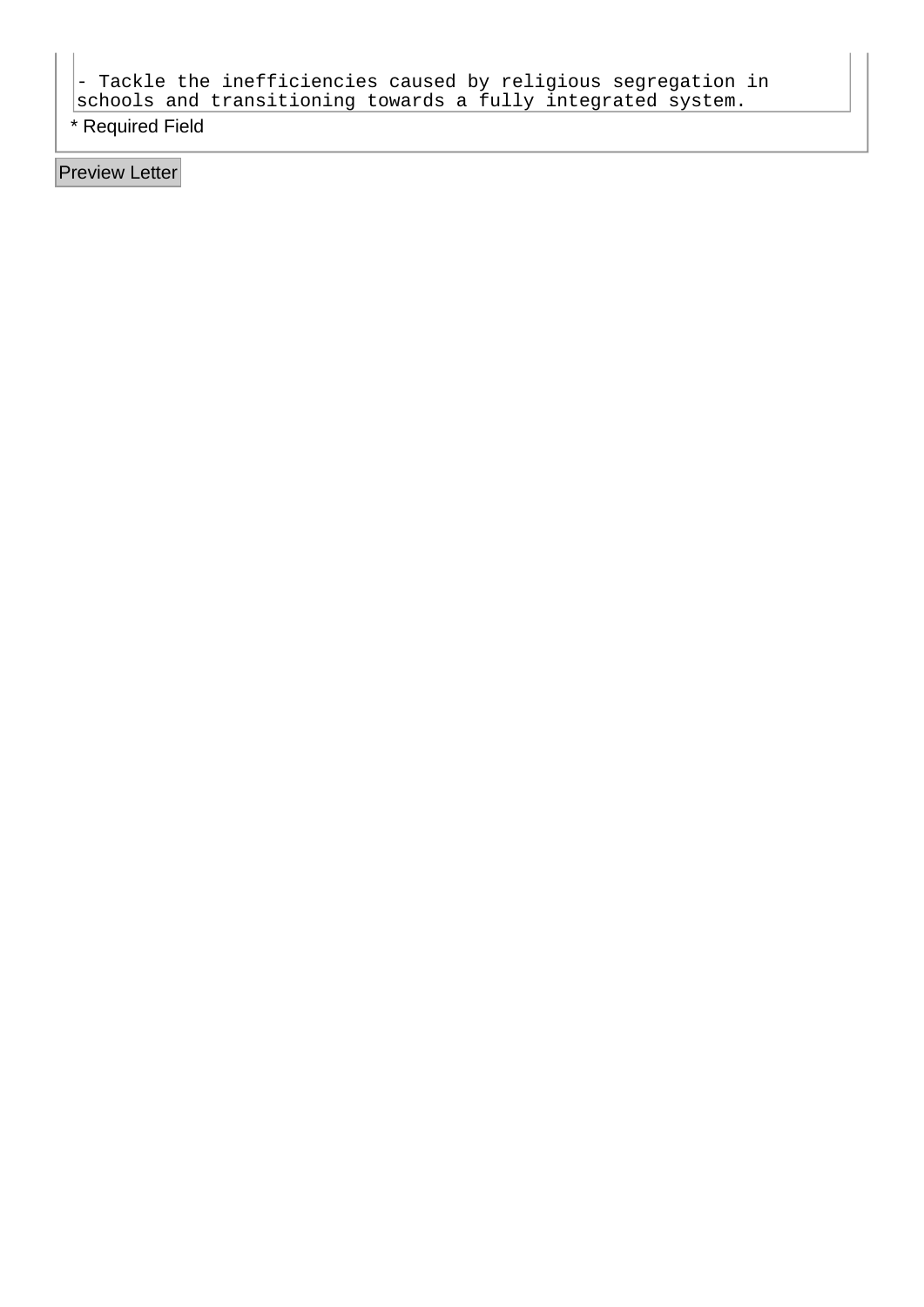- Tackle the inefficiencies caused by religious segregation in schools and transitioning towards a fully integrated system.

* Required Field

Preview Letter